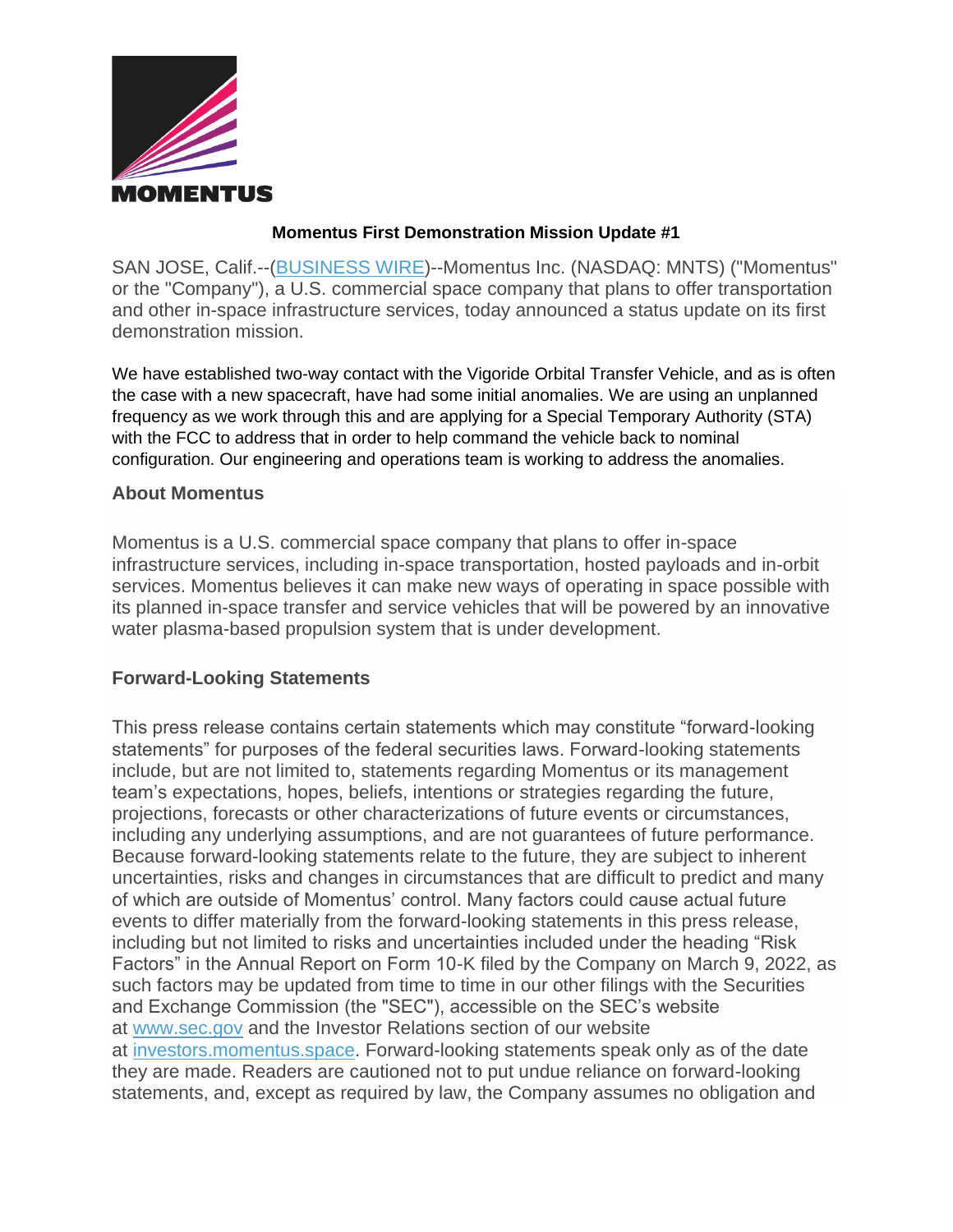MOMENTUS

**Momentus First Demonstration Mission Update #1**

SAN JOSE, Calif.--(BUSINESS WIRE)--Momentus Inc. (NASDAQ: MNTS) ("Momentus" or the "Company"), a U.S. commercial space company that plans to offer transportation and other in-space infrastructure services, today announced a status update on its first demonstration mission.

We have established two-way contact with the Vigoride Orbital Transfer Vehicle, and as is often the case with a new spacecraft, have had some initial anomalies. We are using an unplanned frequency as we work through this and are applying for a Special Temporary Authority (STA) with the FCC to address that in order to help command the vehicle back to nominal configuration. Our engineering and operations team is working to address the anomalies.

### About Momentus

Momentus is a U.S. commercial space company that plans to offer in-space infrastructure services, including in-space transportation, hosted payloads and in-orbit services. Momentus believes it can make new ways of operating in space possible with its planned in-space transfer and service vehicles that will be powered by an innovative water plasma-based propulsion system that is under development.

### Forward-Looking Statements

This press release contains certain statements which may constitute "forward-looking statements" for purposes of the federal securities laws. Forward-looking statements include, but are not limited to, statements regarding Momentus or its management team's expectations, hopes, beliefs, intentions or strategies regarding the future, projections, forecasts or other characterizations of future events or circumstances, including any underlying assumptions, and are not guarantees of future performance. Because forward-looking statements relate to the future, they are subject to inherent uncertainties, risks and changes in circumstances that are difficult to predict and many of which are outside of Momentus' control. Many factors could cause actual future events to differ materially from the forward-looking statements in this press release, including but not limited to risks and uncertainties included under the heading "Risk Factors" in the Annual Report on Form 10-K filed by the Company on March 9, 2022, as such factors may be updated from time to time in our other filings with the Securities and Exchange Commission (the "SEC"), accessible on the SEC's website at www.sec.gov and the Investor Relations section of our website at investors.momentus.space. Forward-looking statements speak only as of the date they are made. Readers are cautioned not to put undue reliance on forward-looking statements, and, except as required by law, the Company assumes no obligation and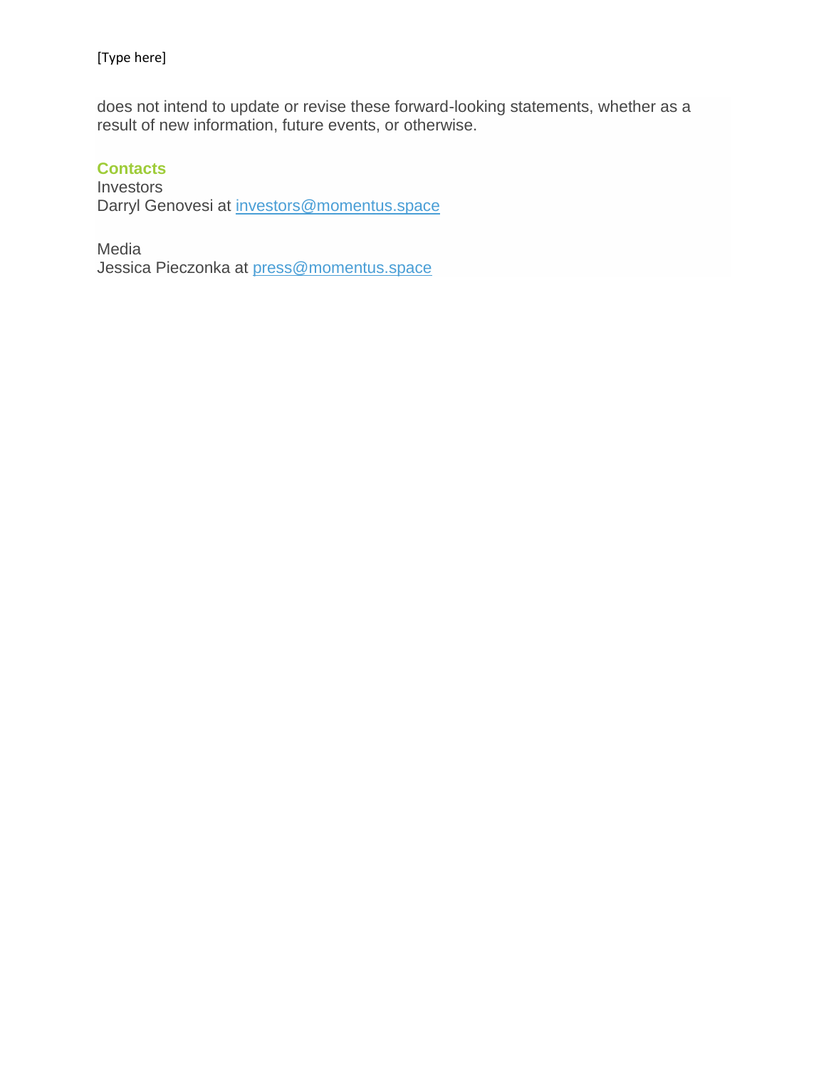does not intend to update or revise these forward-looking statements, whether as a result of new information, future events, or otherwise.

**Contacts**

Investors
Darryl Genovesi at investors@momentus.space

Media
Jessica Pieczonka at press@momentus.space